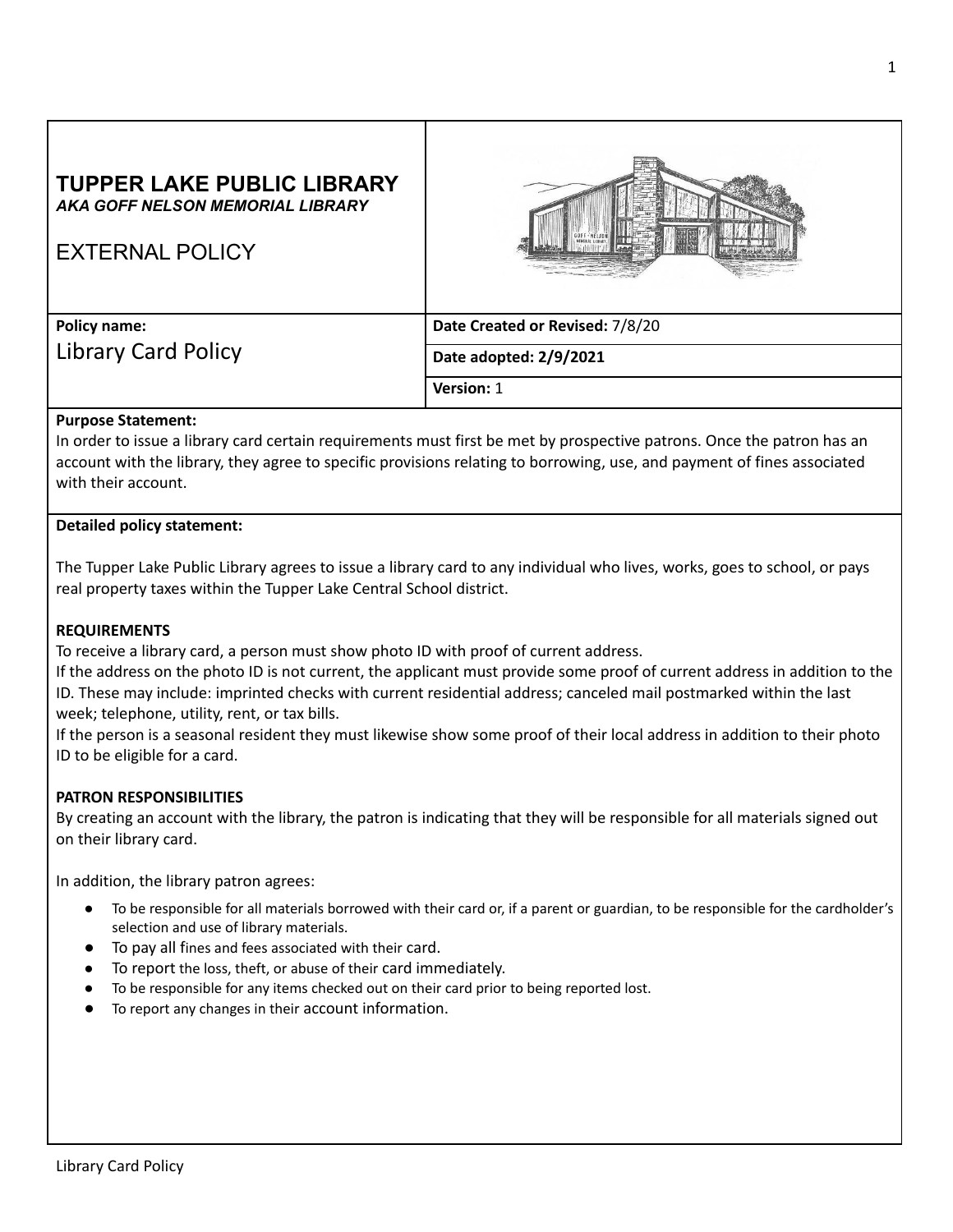# TUPPER LAKE PUBLIC LIBRARY

***AKA GOFF NELSON MEMORIAL LIBRARY***

EXTERNAL POLICY

| **Policy name:** Library Card Policy | **Date Created or Revised:** 7/8/20 |
| --- | --- |
| | **Date adopted: 2/9/2021** |
| | **Version:** 1 |

**Purpose Statement:**
In order to issue a library card certain requirements must first be met by prospective patrons. Once the patron has an account with the library, they agree to specific provisions relating to borrowing, use, and payment of fines associated with their account.

**Detailed policy statement:**

The Tupper Lake Public Library agrees to issue a library card to any individual who lives, works, goes to school, or pays real property taxes within the Tupper Lake Central School district.

**REQUIREMENTS**

To receive a library card, a person must show photo ID with proof of current address.

If the address on the photo ID is not current, the applicant must provide some proof of current address in addition to the ID. These may include: imprinted checks with current residential address; canceled mail postmarked within the last week; telephone, utility, rent, or tax bills.

If the person is a seasonal resident they must likewise show some proof of their local address in addition to their photo ID to be eligible for a card.

**PATRON RESPONSIBILITIES**

By creating an account with the library, the patron is indicating that they will be responsible for all materials signed out on their library card.

In addition, the library patron agrees:

- To be responsible for all materials borrowed with their card or, if a parent or guardian, to be responsible for the cardholder's selection and use of library materials.
- To pay all fines and fees associated with their card.
- To report the loss, theft, or abuse of their card immediately.
- To be responsible for any items checked out on their card prior to being reported lost.
- To report any changes in their account information.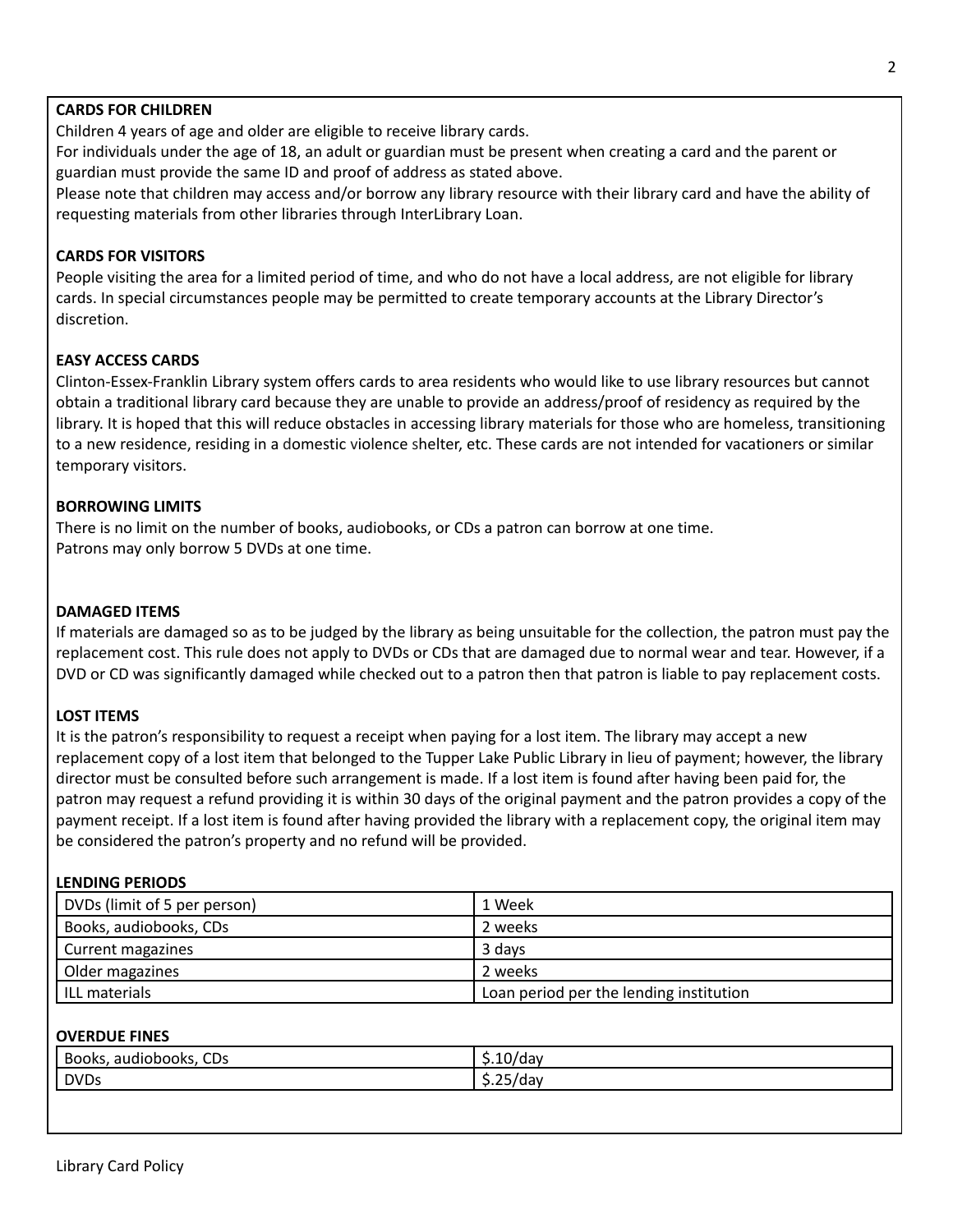**CARDS FOR CHILDREN**

Children 4 years of age and older are eligible to receive library cards.
For individuals under the age of 18, an adult or guardian must be present when creating a card and the parent or guardian must provide the same ID and proof of address as stated above.
Please note that children may access and/or borrow any library resource with their library card and have the ability of requesting materials from other libraries through InterLibrary Loan.

**CARDS FOR VISITORS**

People visiting the area for a limited period of time, and who do not have a local address, are not eligible for library cards. In special circumstances people may be permitted to create temporary accounts at the Library Director's discretion.

**EASY ACCESS CARDS**

Clinton-Essex-Franklin Library system offers cards to area residents who would like to use library resources but cannot obtain a traditional library card because they are unable to provide an address/proof of residency as required by the library. It is hoped that this will reduce obstacles in accessing library materials for those who are homeless, transitioning to a new residence, residing in a domestic violence shelter, etc. These cards are not intended for vacationers or similar temporary visitors.

**BORROWING LIMITS**

There is no limit on the number of books, audiobooks, or CDs a patron can borrow at one time.
Patrons may only borrow 5 DVDs at one time.

**DAMAGED ITEMS**

If materials are damaged so as to be judged by the library as being unsuitable for the collection, the patron must pay the replacement cost. This rule does not apply to DVDs or CDs that are damaged due to normal wear and tear. However, if a DVD or CD was significantly damaged while checked out to a patron then that patron is liable to pay replacement costs.

**LOST ITEMS**

It is the patron's responsibility to request a receipt when paying for a lost item. The library may accept a new replacement copy of a lost item that belonged to the Tupper Lake Public Library in lieu of payment; however, the library director must be consulted before such arrangement is made. If a lost item is found after having been paid for, the patron may request a refund providing it is within 30 days of the original payment and the patron provides a copy of the payment receipt. If a lost item is found after having provided the library with a replacement copy, the original item may be considered the patron's property and no refund will be provided.

**LENDING PERIODS**

| | |
|---|---|
| DVDs (limit of 5 per person) | 1 Week |
| Books, audiobooks, CDs | 2 weeks |
| Current magazines | 3 days |
| Older magazines | 2 weeks |
| ILL materials | Loan period per the lending institution |

**OVERDUE FINES**

| | |
|---|---|
| Books, audiobooks, CDs | $.10/day |
| DVDs | $.25/day |